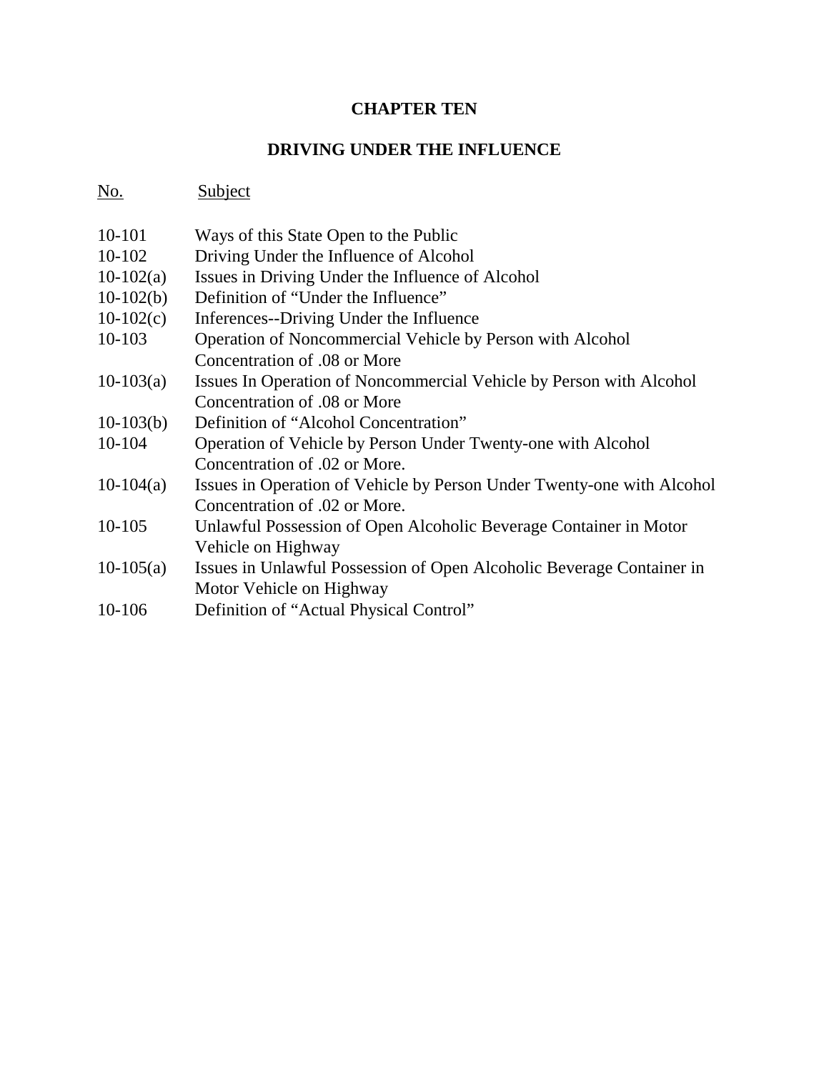# CHAPTER TEN

## DRIVING UNDER THE INFLUENCE

| No. | Subject |
|---|---|
| 10-101 | Ways of this State Open to the Public |
| 10-102 | Driving Under the Influence of Alcohol |
| 10-102(a) | Issues in Driving Under the Influence of Alcohol |
| 10-102(b) | Definition of "Under the Influence" |
| 10-102(c) | Inferences--Driving Under the Influence |
| 10-103 | Operation of Noncommercial Vehicle by Person with Alcohol Concentration of .08 or More |
| 10-103(a) | Issues In Operation of Noncommercial Vehicle by Person with Alcohol Concentration of .08 or More |
| 10-103(b) | Definition of "Alcohol Concentration" |
| 10-104 | Operation of Vehicle by Person Under Twenty-one with Alcohol Concentration of .02 or More. |
| 10-104(a) | Issues in Operation of Vehicle by Person Under Twenty-one with Alcohol Concentration of .02 or More. |
| 10-105 | Unlawful Possession of Open Alcoholic Beverage Container in Motor Vehicle on Highway |
| 10-105(a) | Issues in Unlawful Possession of Open Alcoholic Beverage Container in Motor Vehicle on Highway |
| 10-106 | Definition of "Actual Physical Control" |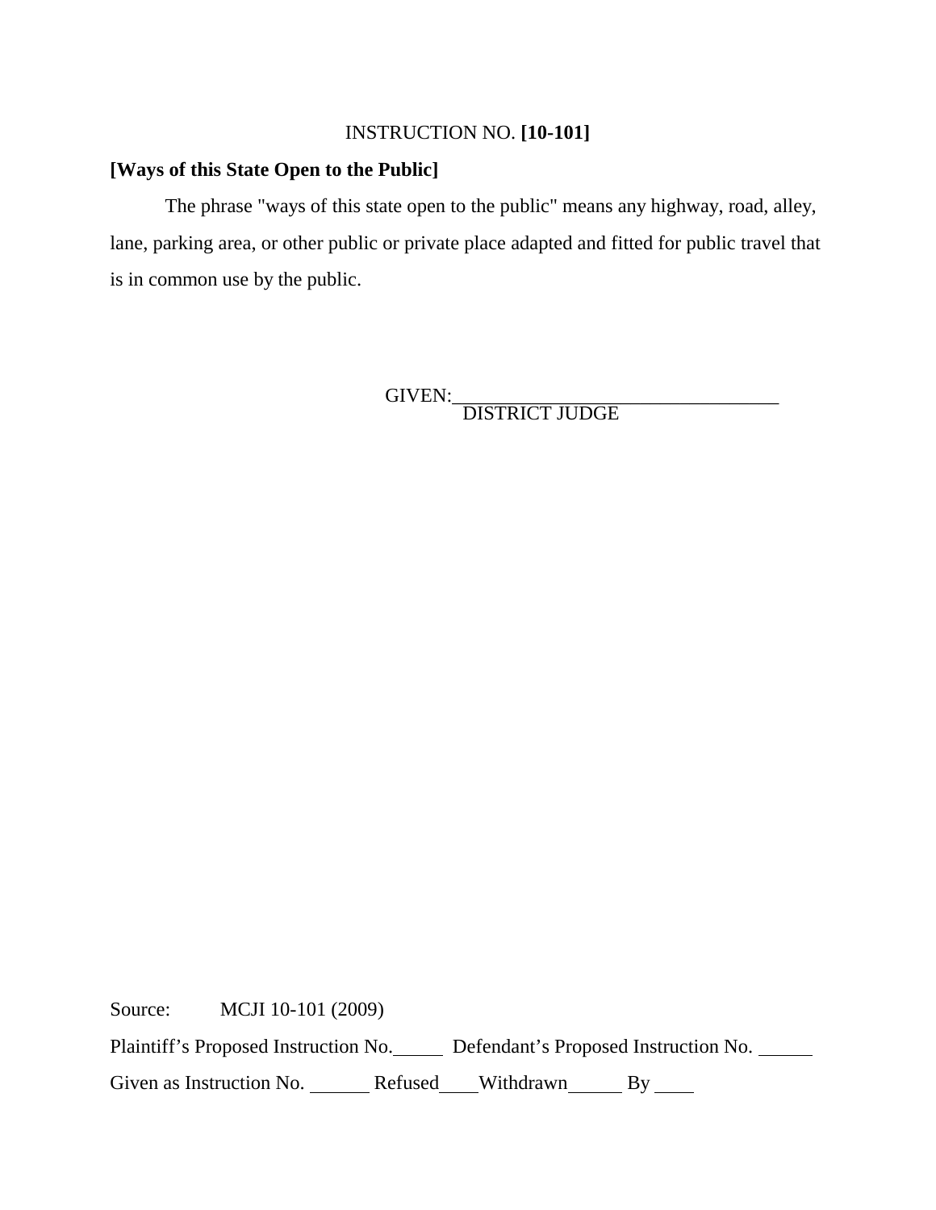INSTRUCTION NO. **[10-101]**

**[Ways of this State Open to the Public]**

The phrase "ways of this state open to the public" means any highway, road, alley, lane, parking area, or other public or private place adapted and fitted for public travel that is in common use by the public.

GIVEN:\_\_\_\_\_\_\_\_\_\_\_\_\_\_\_\_\_\_\_\_\_\_\_\_\_\_\_\_\_\_\_\_\_\_
DISTRICT JUDGE

Source: MCJI 10-101 (2009)

Plaintiff's Proposed Instruction No.\_\_\_\_\_ Defendant's Proposed Instruction No. \_\_\_\_\_

Given as Instruction No. \_\_\_\_\_ Refused\_\_\_\_Withdrawn\_\_\_\_\_ By \_\_\_\_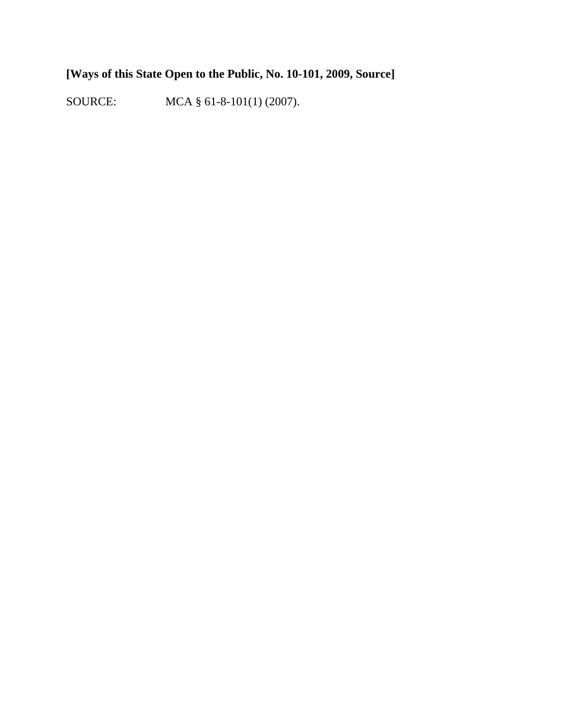**[Ways of this State Open to the Public, No. 10-101, 2009, Source]**

SOURCE: MCA § 61-8-101(1) (2007).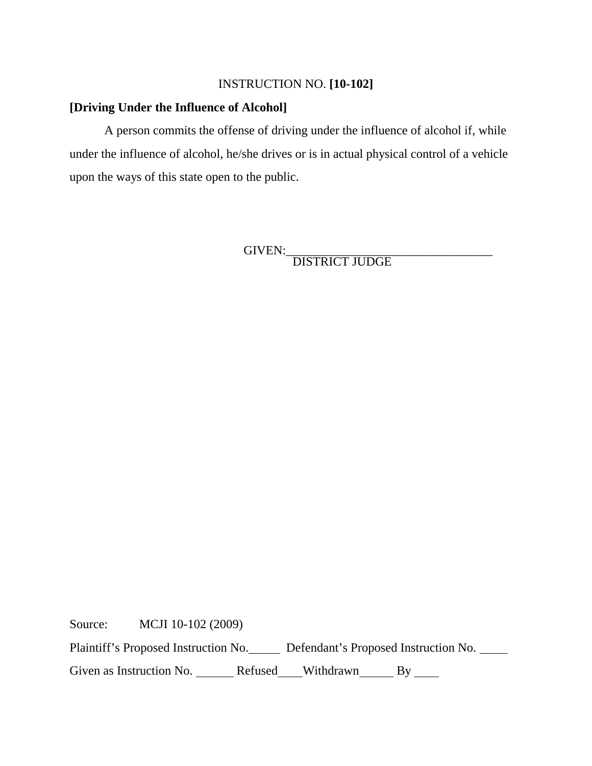INSTRUCTION NO. **[10-102]**

**[Driving Under the Influence of Alcohol]**

A person commits the offense of driving under the influence of alcohol if, while under the influence of alcohol, he/she drives or is in actual physical control of a vehicle upon the ways of this state open to the public.

GIVEN:_________________________________
DISTRICT JUDGE

Source: MCJI 10-102 (2009)

Plaintiff's Proposed Instruction No.\_\_\_\_\_ Defendant's Proposed Instruction No. \_\_\_\_\_

Given as Instruction No. \_\_\_\_\_\_ Refused\_\_\_\_Withdrawn\_\_\_\_\_\_ By \_\_\_\_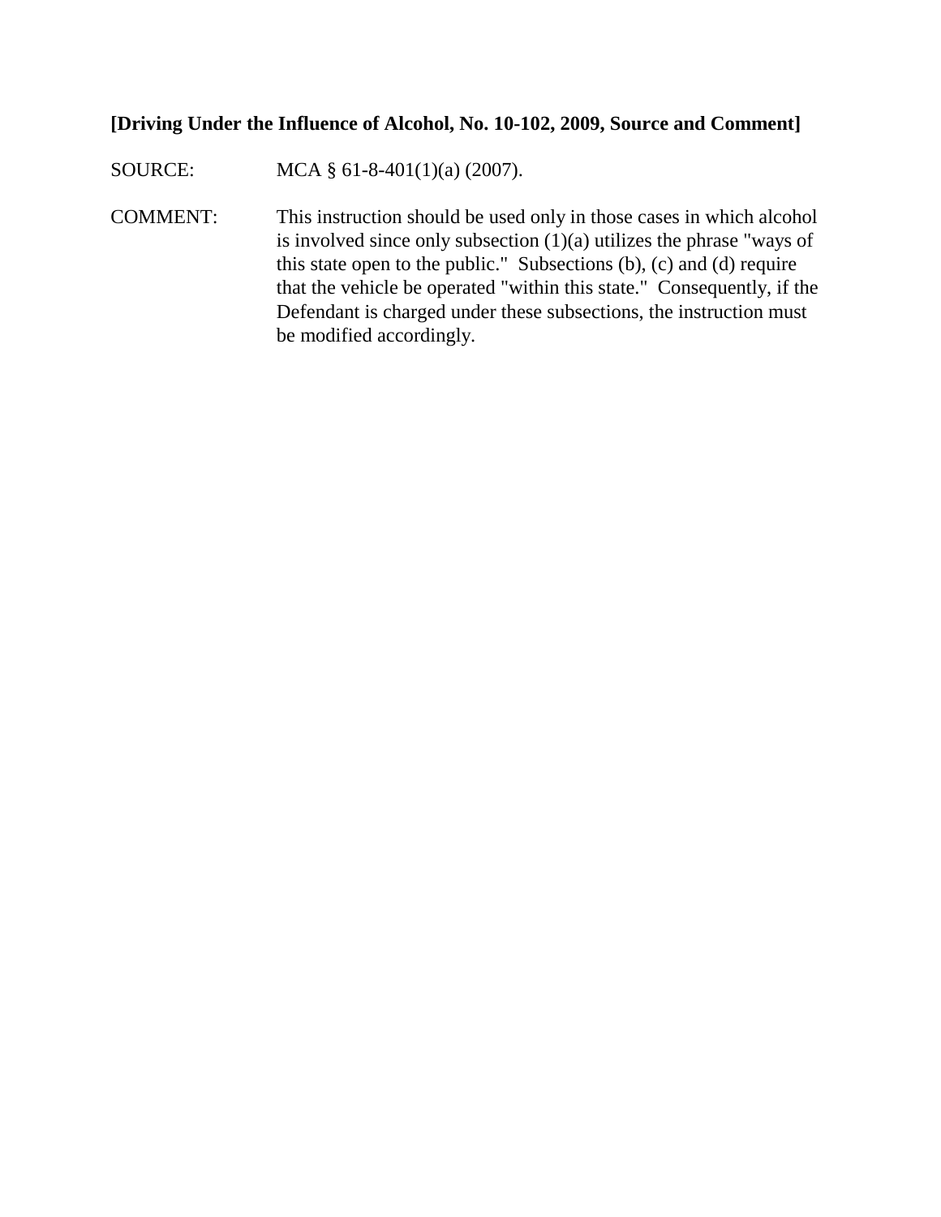**[Driving Under the Influence of Alcohol, No. 10-102, 2009, Source and Comment]**

SOURCE: MCA § 61-8-401(1)(a) (2007).

COMMENT: This instruction should be used only in those cases in which alcohol is involved since only subsection (1)(a) utilizes the phrase "ways of this state open to the public." Subsections (b), (c) and (d) require that the vehicle be operated "within this state." Consequently, if the Defendant is charged under these subsections, the instruction must be modified accordingly.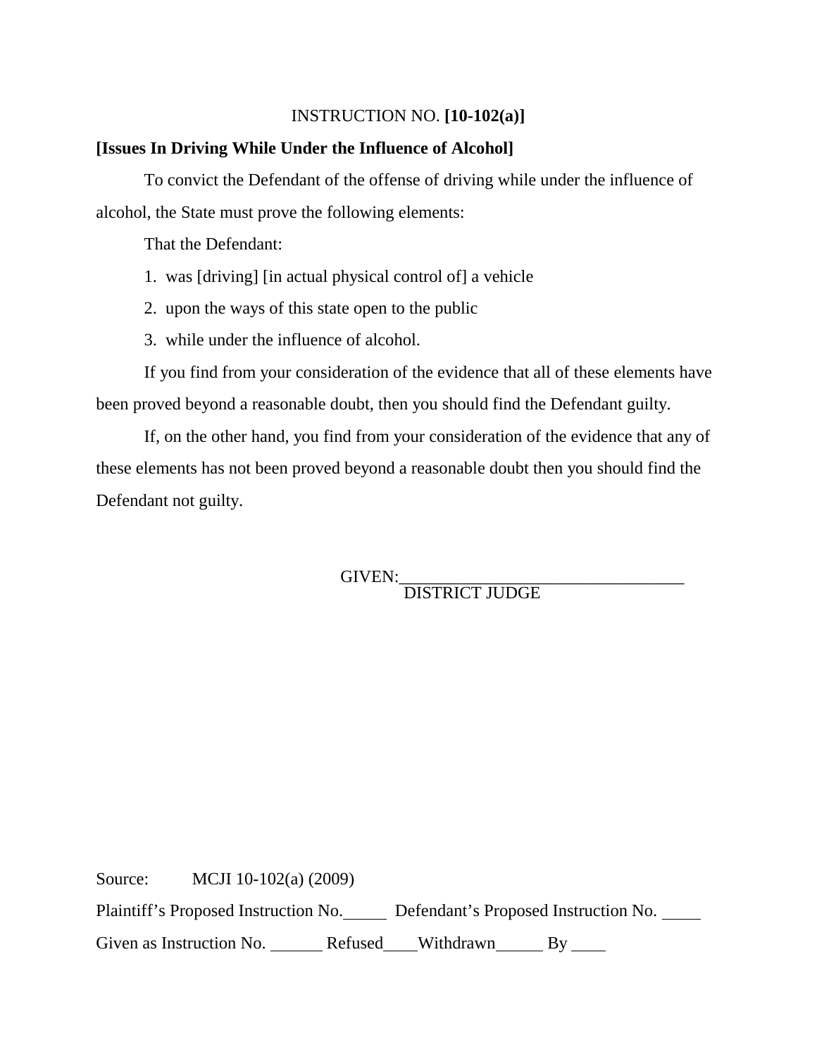INSTRUCTION NO. **[10-102(a)]**

**[Issues In Driving While Under the Influence of Alcohol]**

To convict the Defendant of the offense of driving while under the influence of alcohol, the State must prove the following elements:

That the Defendant:

1. was [driving] [in actual physical control of] a vehicle
2. upon the ways of this state open to the public
3. while under the influence of alcohol.

If you find from your consideration of the evidence that all of these elements have been proved beyond a reasonable doubt, then you should find the Defendant guilty.

If, on the other hand, you find from your consideration of the evidence that any of these elements has not been proved beyond a reasonable doubt then you should find the Defendant not guilty.

GIVEN:\_\_\_\_\_\_\_\_\_\_\_\_\_\_\_\_\_\_\_\_\_\_\_\_\_\_\_\_\_\_\_\_\_\_
DISTRICT JUDGE

Source: MCJI 10-102(a) (2009)

Plaintiff's Proposed Instruction No.\_\_\_\_\_ Defendant's Proposed Instruction No. \_\_\_\_\_

Given as Instruction No. \_\_\_\_\_\_ Refused\_\_\_\_Withdrawn\_\_\_\_\_\_ By \_\_\_\_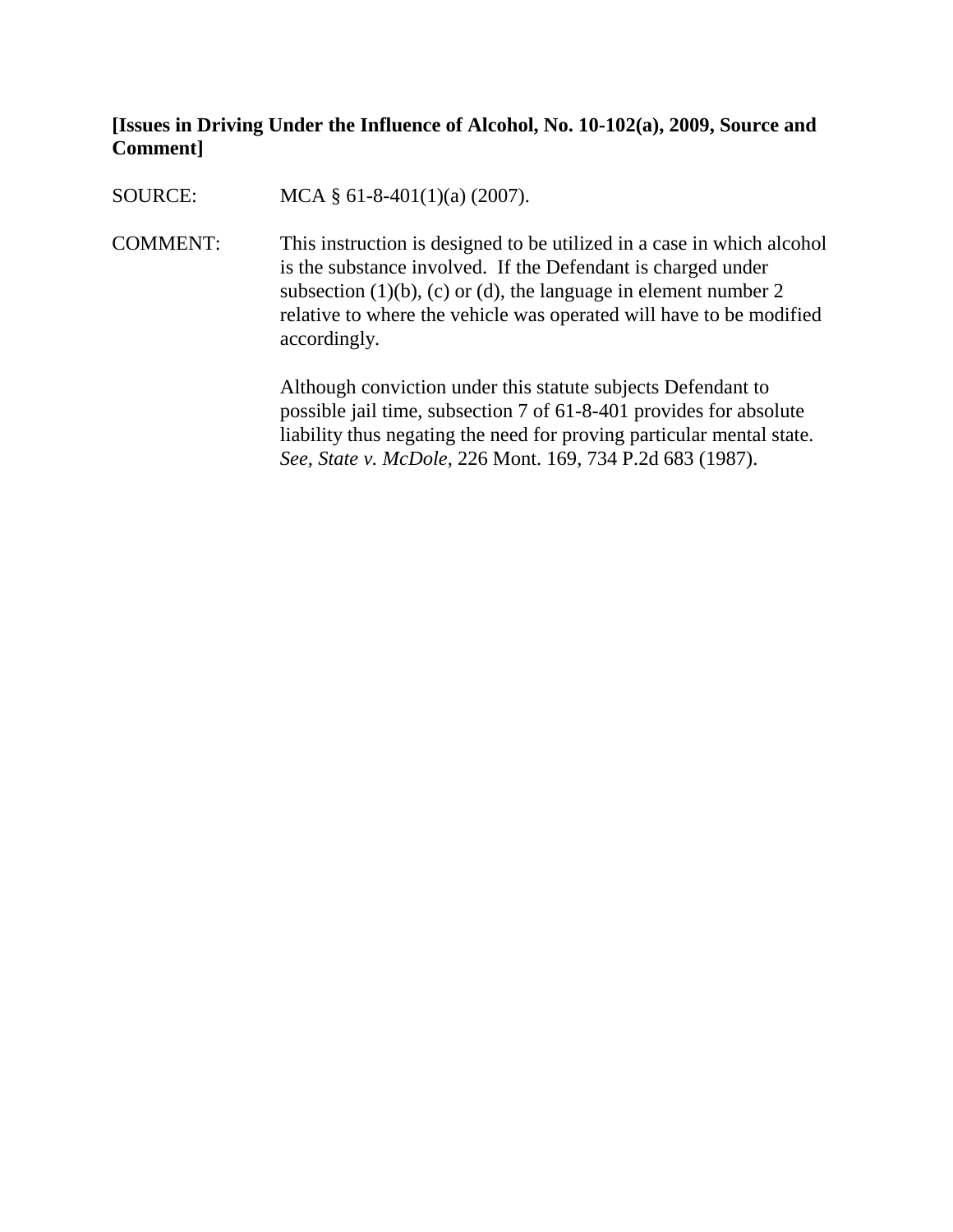**[Issues in Driving Under the Influence of Alcohol, No. 10-102(a), 2009, Source and Comment]**

SOURCE: MCA § 61-8-401(1)(a) (2007).

COMMENT: This instruction is designed to be utilized in a case in which alcohol is the substance involved. If the Defendant is charged under subsection (1)(b), (c) or (d), the language in element number 2 relative to where the vehicle was operated will have to be modified accordingly.

Although conviction under this statute subjects Defendant to possible jail time, subsection 7 of 61-8-401 provides for absolute liability thus negating the need for proving particular mental state. *See*, *State v. McDole*, 226 Mont. 169, 734 P.2d 683 (1987).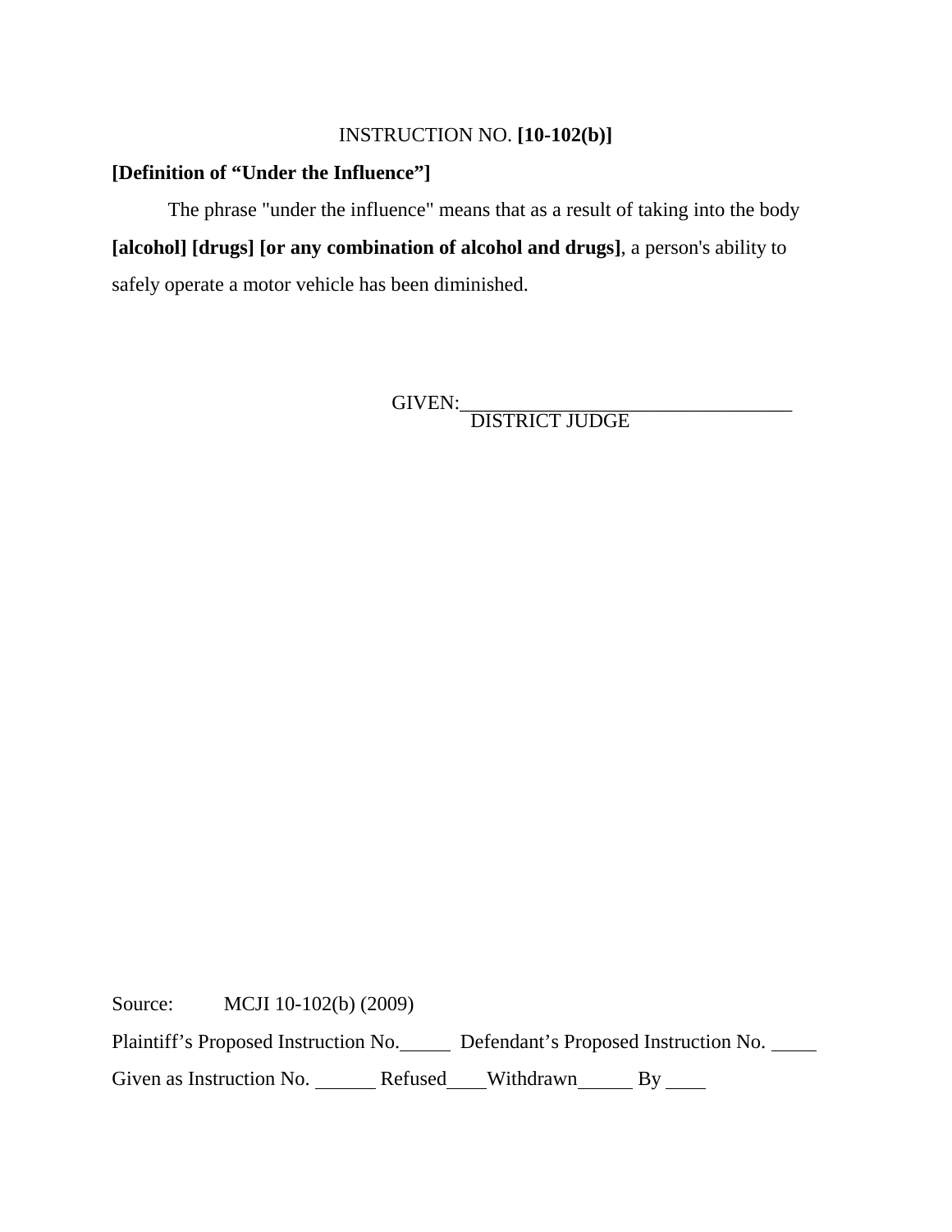INSTRUCTION NO. **[10-102(b)]**

**[Definition of "Under the Influence"]**

The phrase "under the influence" means that as a result of taking into the body **[alcohol] [drugs] [or any combination of alcohol and drugs]**, a person's ability to safely operate a motor vehicle has been diminished.

GIVEN:________________________________
DISTRICT JUDGE

Source: MCJI 10-102(b) (2009)

Plaintiff's Proposed Instruction No._____ Defendant's Proposed Instruction No. _____

Given as Instruction No. ______ Refused____Withdrawn______ By ____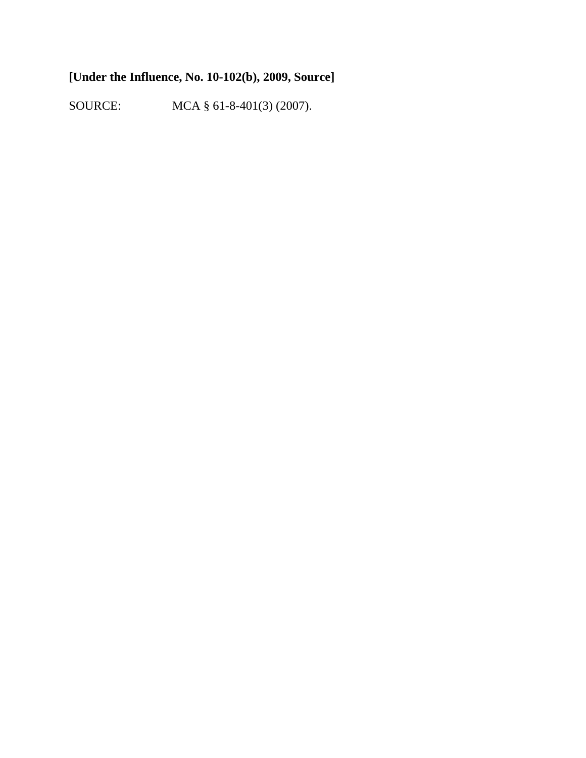**[Under the Influence, No. 10-102(b), 2009, Source]**

SOURCE: MCA § 61-8-401(3) (2007).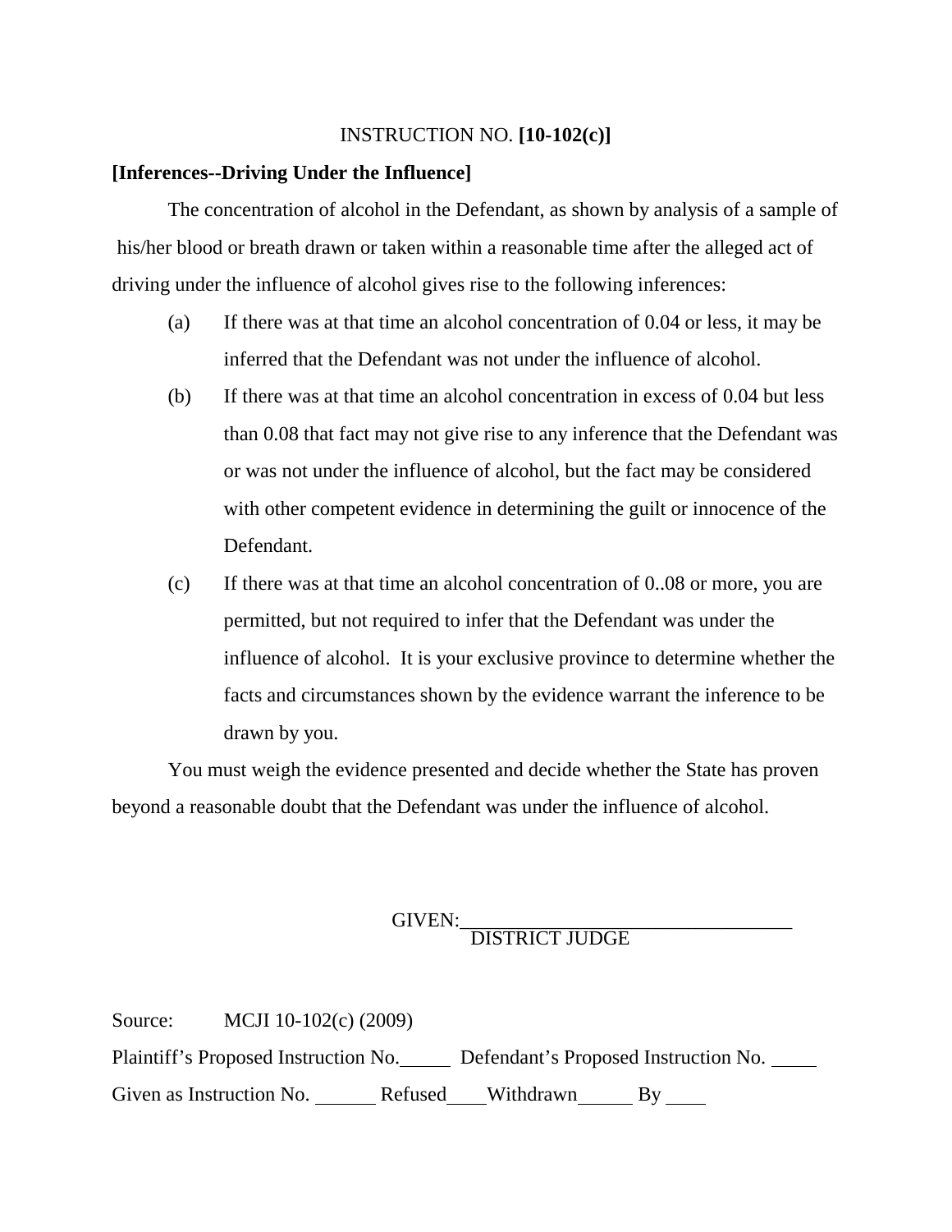INSTRUCTION NO. **[10-102(c)]**

**[Inferences--Driving Under the Influence]**

The concentration of alcohol in the Defendant, as shown by analysis of a sample of his/her blood or breath drawn or taken within a reasonable time after the alleged act of driving under the influence of alcohol gives rise to the following inferences:

(a) If there was at that time an alcohol concentration of 0.04 or less, it may be inferred that the Defendant was not under the influence of alcohol.

(b) If there was at that time an alcohol concentration in excess of 0.04 but less than 0.08 that fact may not give rise to any inference that the Defendant was or was not under the influence of alcohol, but the fact may be considered with other competent evidence in determining the guilt or innocence of the Defendant.

(c) If there was at that time an alcohol concentration of 0..08 or more, you are permitted, but not required to infer that the Defendant was under the influence of alcohol. It is your exclusive province to determine whether the facts and circumstances shown by the evidence warrant the inference to be drawn by you.

You must weigh the evidence presented and decide whether the State has proven beyond a reasonable doubt that the Defendant was under the influence of alcohol.

GIVEN:\_\_\_\_\_\_\_\_\_\_\_\_\_\_\_\_\_\_\_\_\_\_\_\_\_\_\_\_\_\_\_\_
DISTRICT JUDGE

Source: MCJI 10-102(c) (2009)

Plaintiff's Proposed Instruction No.\_\_\_\_\_ Defendant's Proposed Instruction No. \_\_\_\_\_

Given as Instruction No. \_\_\_\_\_\_ Refused\_\_\_\_Withdrawn\_\_\_\_\_\_ By \_\_\_\_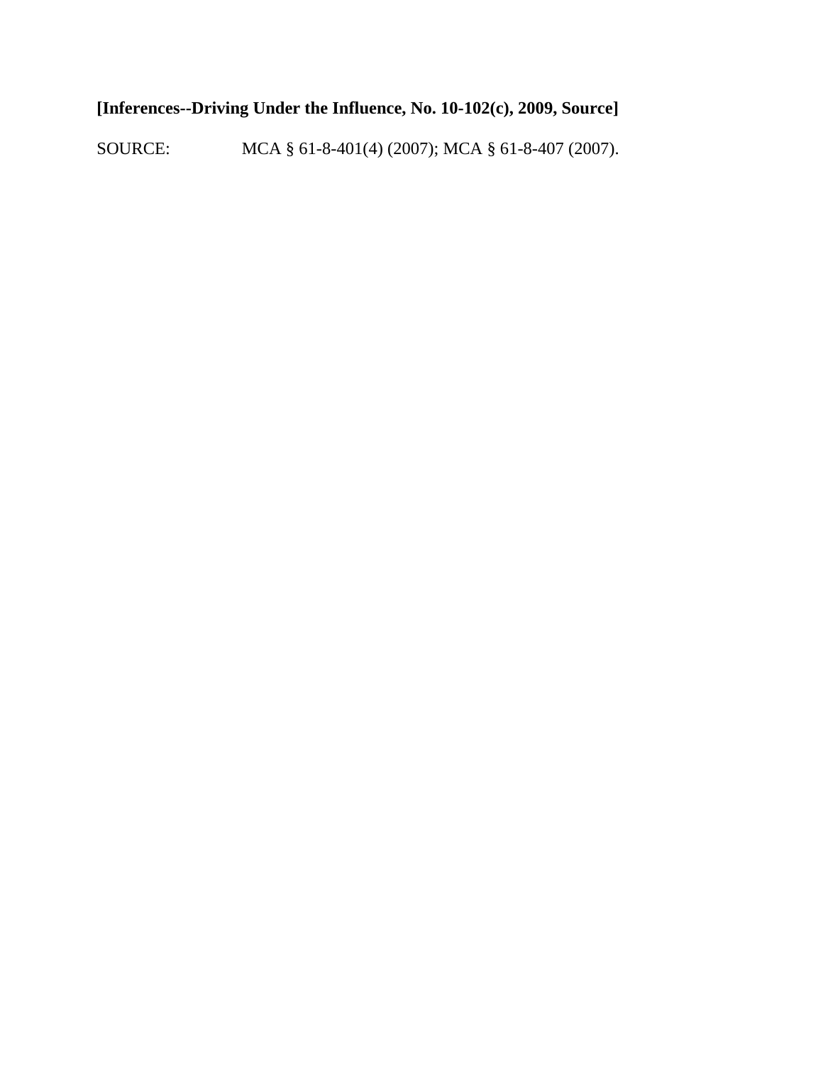**[Inferences--Driving Under the Influence, No. 10-102(c), 2009, Source]**

SOURCE: MCA § 61-8-401(4) (2007); MCA § 61-8-407 (2007).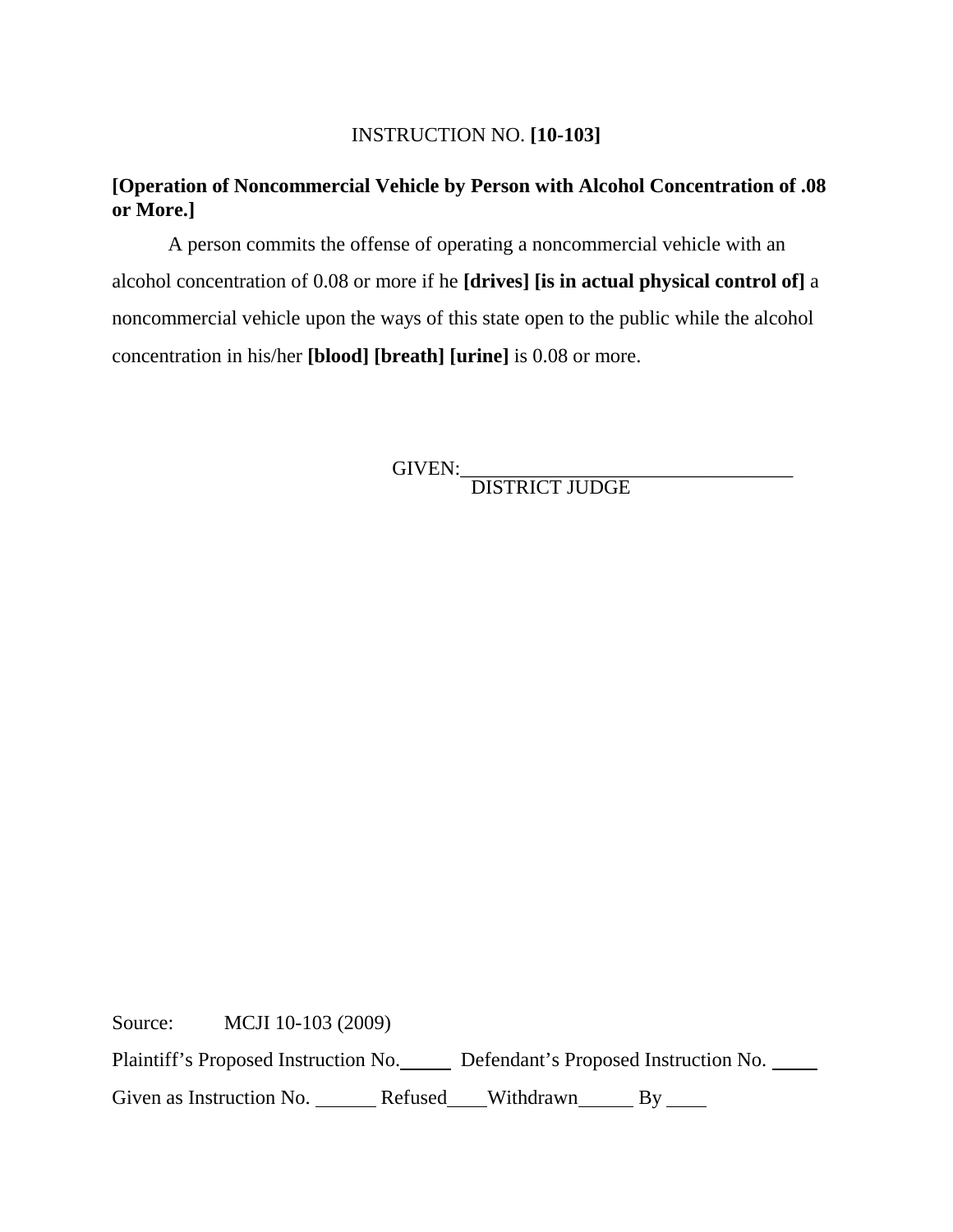INSTRUCTION NO. **[10-103]**

**[Operation of Noncommercial Vehicle by Person with Alcohol Concentration of .08 or More.]**

A person commits the offense of operating a noncommercial vehicle with an alcohol concentration of 0.08 or more if he **[drives] [is in actual physical control of]** a noncommercial vehicle upon the ways of this state open to the public while the alcohol concentration in his/her **[blood] [breath] [urine]** is 0.08 or more.

GIVEN:\_\_\_\_\_\_\_\_\_\_\_\_\_\_\_\_\_\_\_\_\_\_\_\_\_\_\_\_\_\_\_\_\_\_
DISTRICT JUDGE

Source: MCJI 10-103 (2009)

Plaintiff's Proposed Instruction No.\_\_\_\_\_ Defendant's Proposed Instruction No. \_\_\_\_\_

Given as Instruction No. \_\_\_\_\_\_ Refused\_\_\_\_ Withdrawn\_\_\_\_\_\_ By \_\_\_\_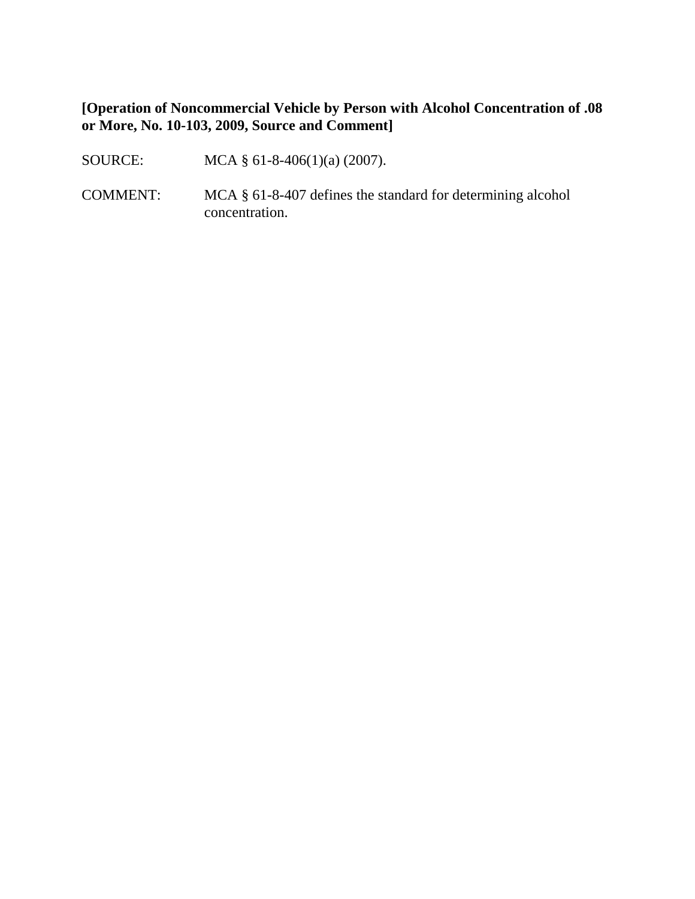**[Operation of Noncommercial Vehicle by Person with Alcohol Concentration of .08 or More, No. 10-103, 2009, Source and Comment]**

SOURCE: MCA § 61-8-406(1)(a) (2007).

COMMENT: MCA § 61-8-407 defines the standard for determining alcohol concentration.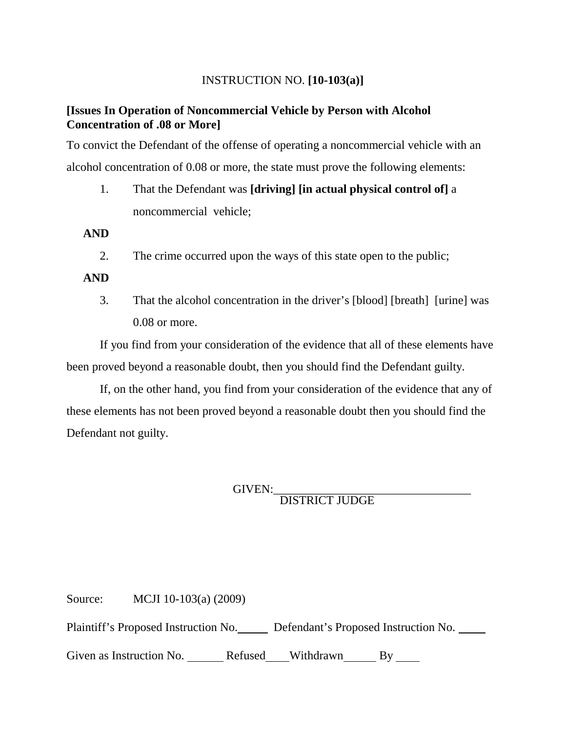INSTRUCTION NO. **[10-103(a)]**

**[Issues In Operation of Noncommercial Vehicle by Person with Alcohol Concentration of .08 or More]**

To convict the Defendant of the offense of operating a noncommercial vehicle with an alcohol concentration of 0.08 or more, the state must prove the following elements:

1. That the Defendant was **[driving] [in actual physical control of]** a noncommercial vehicle;

**AND**

2. The crime occurred upon the ways of this state open to the public;

**AND**

3. That the alcohol concentration in the driver's [blood] [breath] [urine] was 0.08 or more.

If you find from your consideration of the evidence that all of these elements have been proved beyond a reasonable doubt, then you should find the Defendant guilty.

If, on the other hand, you find from your consideration of the evidence that any of these elements has not been proved beyond a reasonable doubt then you should find the Defendant not guilty.

GIVEN:_________________________________
DISTRICT JUDGE

Source: MCJI 10-103(a) (2009)

Plaintiff's Proposed Instruction No._____ Defendant's Proposed Instruction No. _____

Given as Instruction No. ______ Refused____Withdrawn______ By ____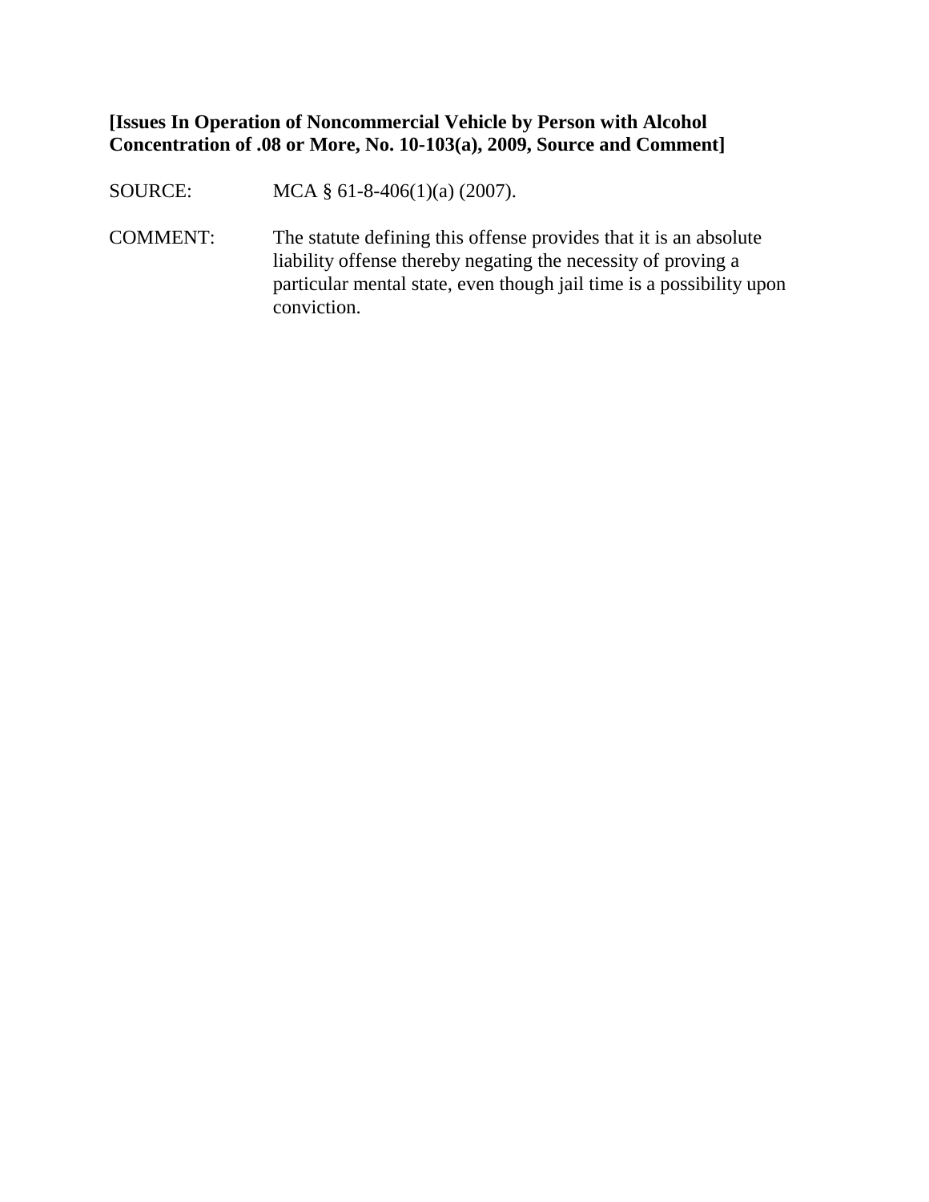**[Issues In Operation of Noncommercial Vehicle by Person with Alcohol Concentration of .08 or More, No. 10-103(a), 2009, Source and Comment]**

SOURCE: MCA § 61-8-406(1)(a) (2007).

COMMENT: The statute defining this offense provides that it is an absolute liability offense thereby negating the necessity of proving a particular mental state, even though jail time is a possibility upon conviction.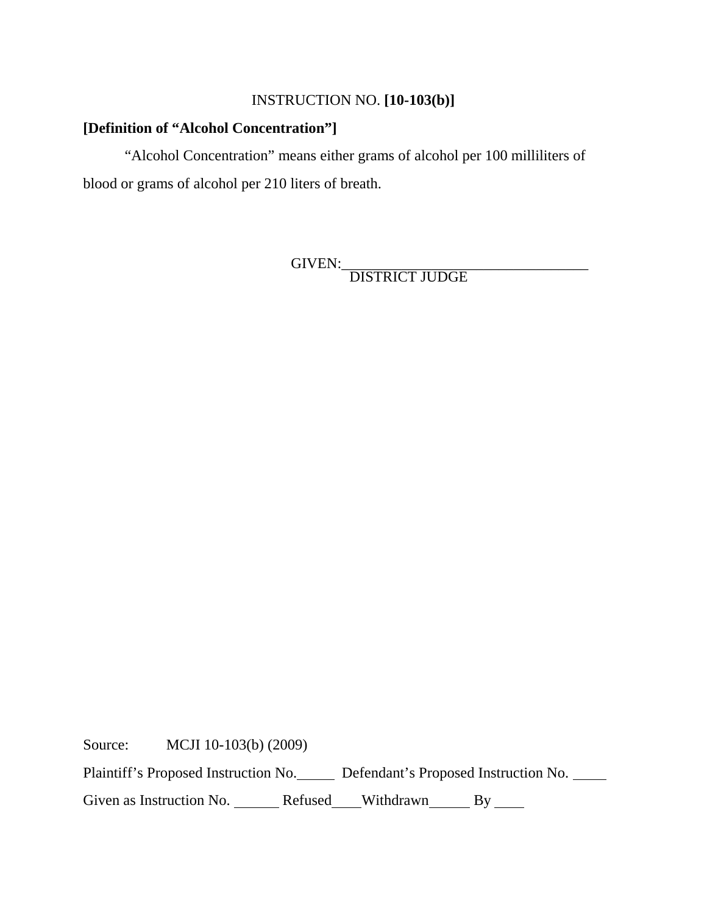INSTRUCTION NO. **[10-103(b)]**

**[Definition of "Alcohol Concentration"]**

"Alcohol Concentration" means either grams of alcohol per 100 milliliters of blood or grams of alcohol per 210 liters of breath.

GIVEN:\_\_\_\_\_\_\_\_\_\_\_\_\_\_\_\_\_\_\_\_\_\_\_\_\_\_\_\_\_\_\_\_\_\_
DISTRICT JUDGE

Source: MCJI 10-103(b) (2009)

Plaintiff's Proposed Instruction No.\_\_\_\_\_ Defendant's Proposed Instruction No. \_\_\_\_\_

Given as Instruction No. \_\_\_\_\_\_ Refused\_\_\_\_Withdrawn\_\_\_\_\_\_ By \_\_\_\_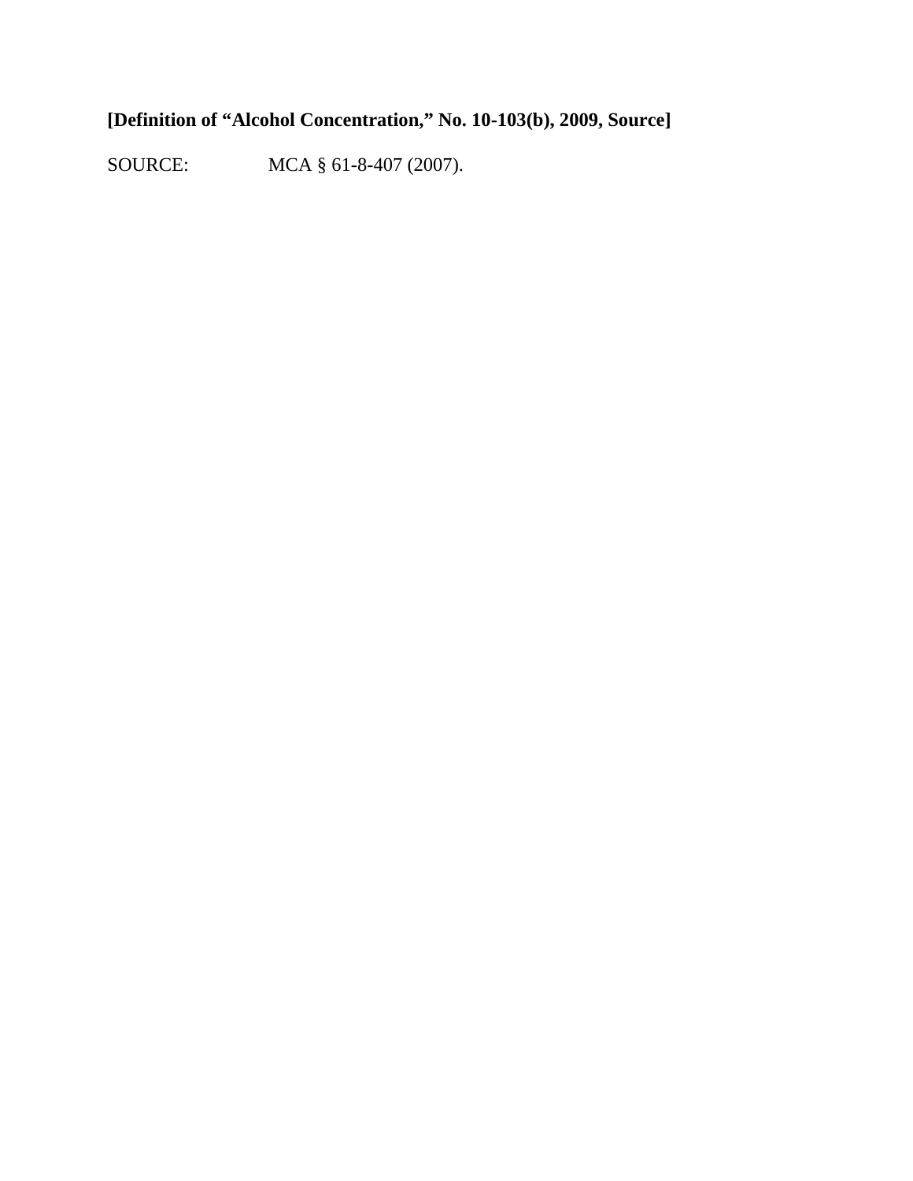**[Definition of "Alcohol Concentration," No. 10-103(b), 2009, Source]**

SOURCE: MCA § 61-8-407 (2007).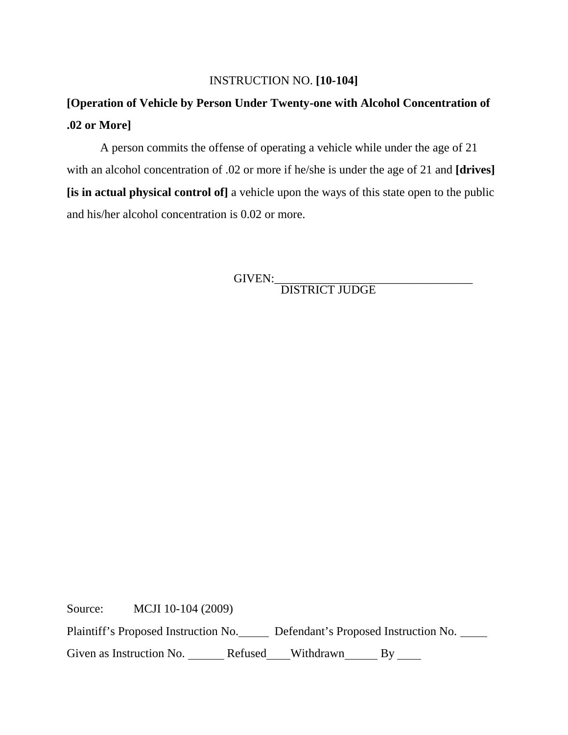INSTRUCTION NO. **[10-104]**

**[Operation of Vehicle by Person Under Twenty-one with Alcohol Concentration of .02 or More]**

A person commits the offense of operating a vehicle while under the age of 21 with an alcohol concentration of .02 or more if he/she is under the age of 21 and **[drives] [is in actual physical control of]** a vehicle upon the ways of this state open to the public and his/her alcohol concentration is 0.02 or more.

GIVEN:________________________________
DISTRICT JUDGE

Source: MCJI 10-104 (2009)

Plaintiff's Proposed Instruction No.\_\_\_\_\_ Defendant's Proposed Instruction No. \_\_\_\_

Given as Instruction No. \_\_\_\_\_\_ Refused\_\_\_\_Withdrawn\_\_\_\_\_\_ By \_\_\_\_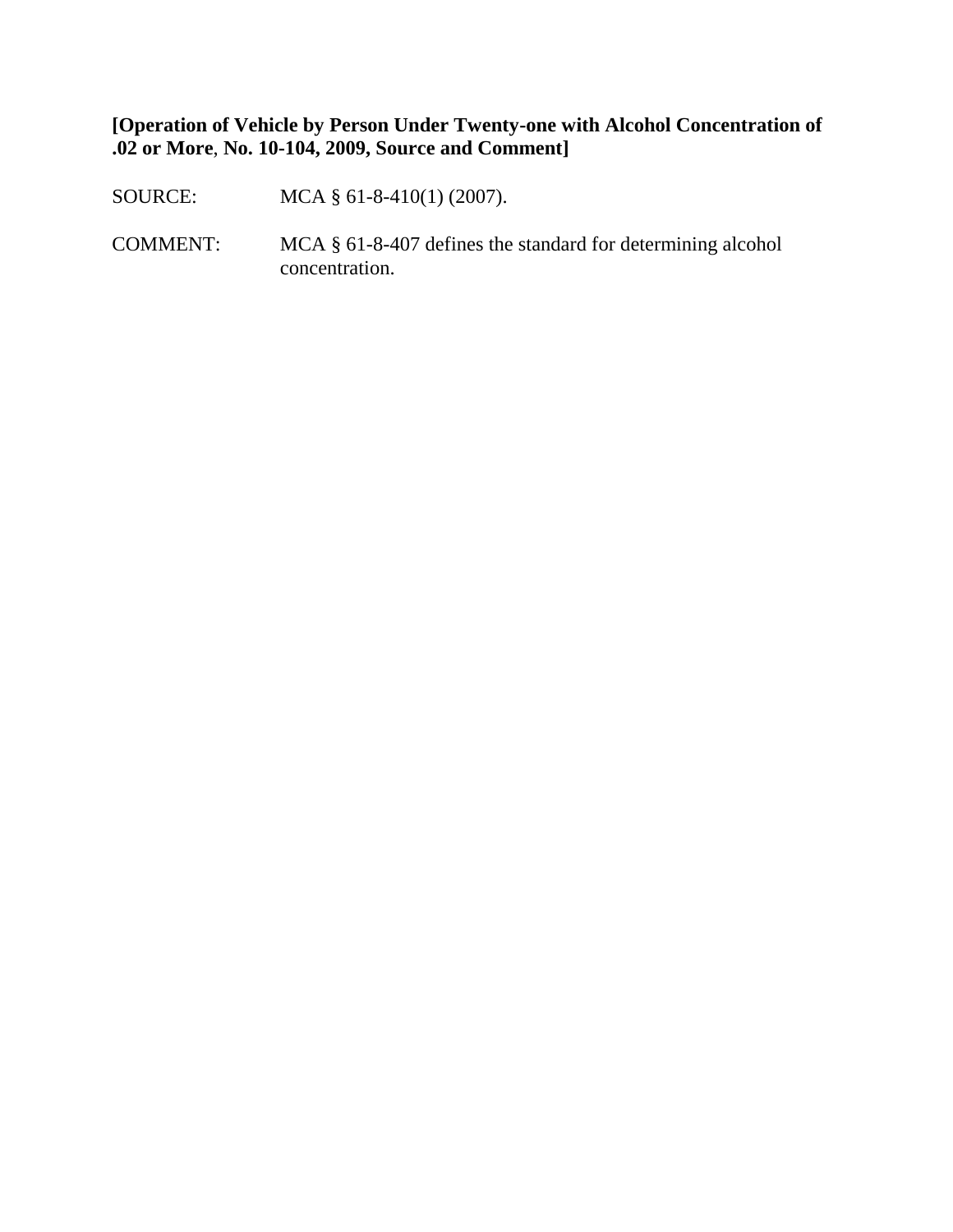**[Operation of Vehicle by Person Under Twenty-one with Alcohol Concentration of .02 or More, No. 10-104, 2009, Source and Comment]**

SOURCE: MCA § 61-8-410(1) (2007).

COMMENT: MCA § 61-8-407 defines the standard for determining alcohol concentration.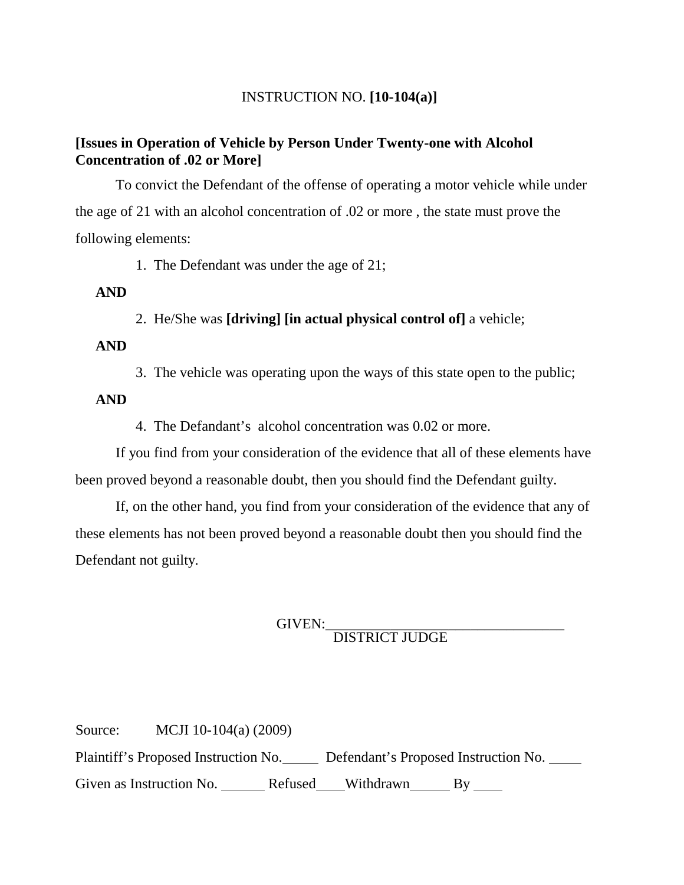INSTRUCTION NO. **[10-104(a)]**

**[Issues in Operation of Vehicle by Person Under Twenty-one with Alcohol Concentration of .02 or More]**

To convict the Defendant of the offense of operating a motor vehicle while under the age of 21 with an alcohol concentration of .02 or more , the state must prove the following elements:

1. The Defendant was under the age of 21;

**AND**

2. He/She was **[driving] [in actual physical control of]** a vehicle;

**AND**

3. The vehicle was operating upon the ways of this state open to the public;

**AND**

4. The Defandant's alcohol concentration was 0.02 or more.

If you find from your consideration of the evidence that all of these elements have been proved beyond a reasonable doubt, then you should find the Defendant guilty.

If, on the other hand, you find from your consideration of the evidence that any of these elements has not been proved beyond a reasonable doubt then you should find the Defendant not guilty.

GIVEN:___________________________________
DISTRICT JUDGE

Source: MCJI 10-104(a) (2009)

Plaintiff's Proposed Instruction No._____ Defendant's Proposed Instruction No. _____

Given as Instruction No. ______ Refused____Withdrawn______ By ____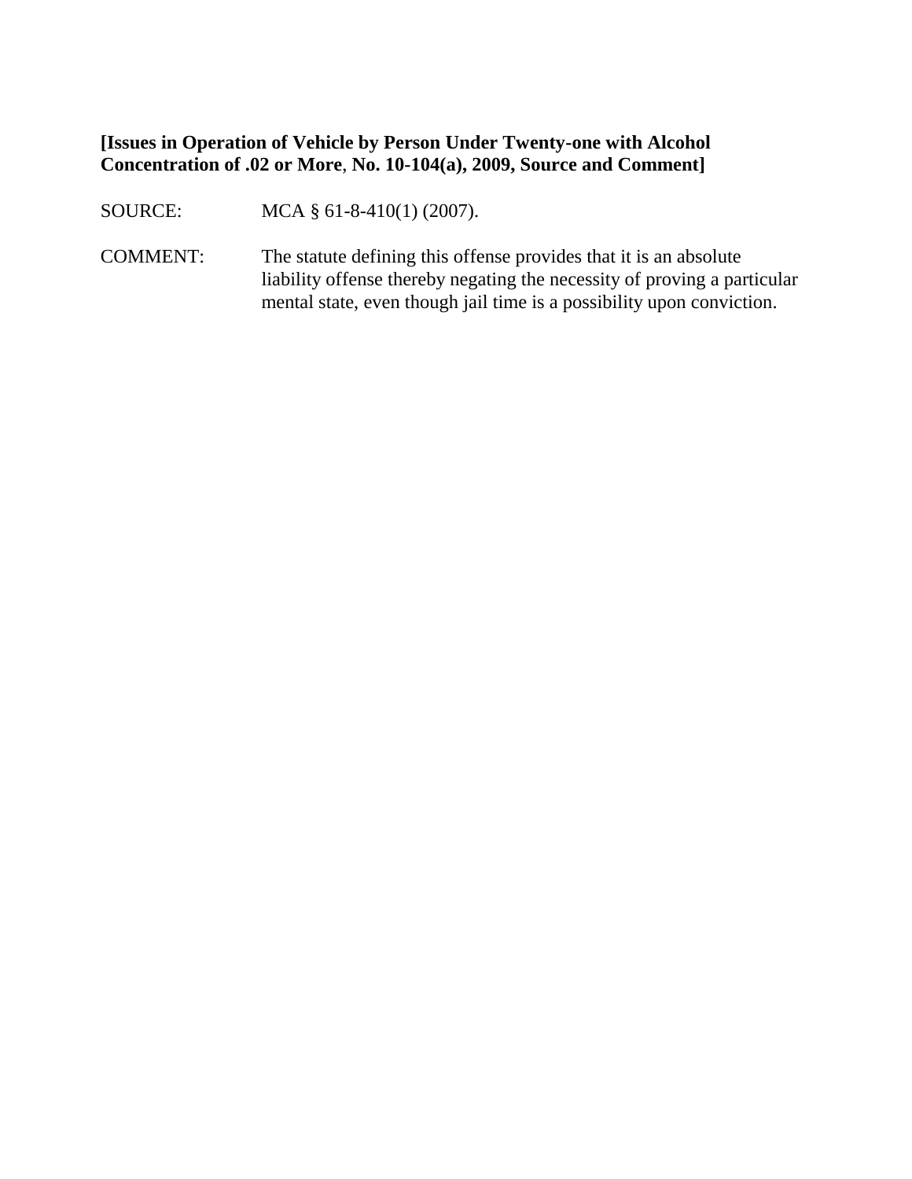**[Issues in Operation of Vehicle by Person Under Twenty-one with Alcohol Concentration of .02 or More, No. 10-104(a), 2009, Source and Comment]**

SOURCE: MCA § 61-8-410(1) (2007).

COMMENT: The statute defining this offense provides that it is an absolute liability offense thereby negating the necessity of proving a particular mental state, even though jail time is a possibility upon conviction.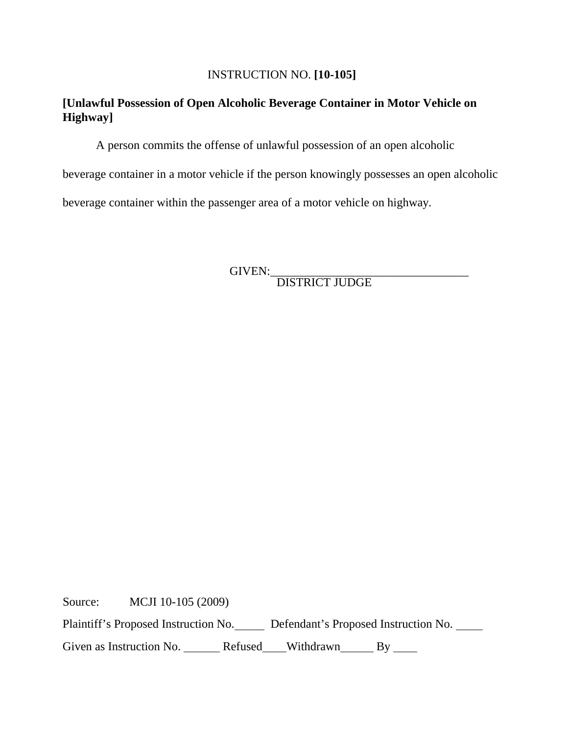INSTRUCTION NO. **[10-105]**

**[Unlawful Possession of Open Alcoholic Beverage Container in Motor Vehicle on Highway]**

A person commits the offense of unlawful possession of an open alcoholic beverage container in a motor vehicle if the person knowingly possesses an open alcoholic beverage container within the passenger area of a motor vehicle on highway.

GIVEN:\_\_\_\_\_\_\_\_\_\_\_\_\_\_\_\_\_\_\_\_\_\_\_\_\_\_\_\_\_\_\_\_\_\_
DISTRICT JUDGE

Source: MCJI 10-105 (2009)

Plaintiff's Proposed Instruction No.\_\_\_\_\_ Defendant's Proposed Instruction No. \_\_\_\_

Given as Instruction No. \_\_\_\_\_\_ Refused\_\_\_\_Withdrawn\_\_\_\_\_\_ By \_\_\_\_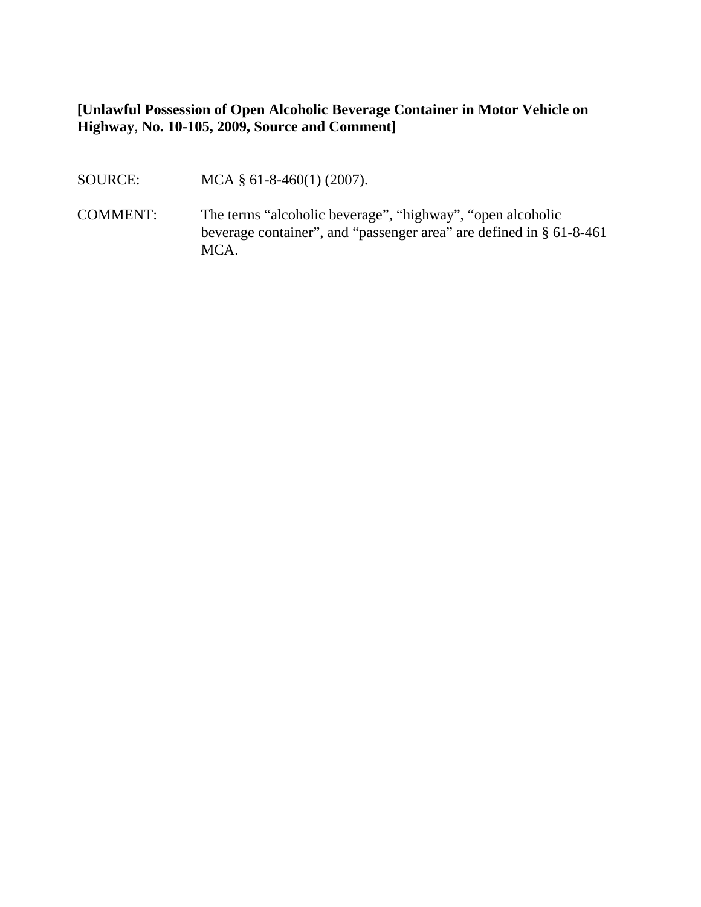**[Unlawful Possession of Open Alcoholic Beverage Container in Motor Vehicle on Highway, No. 10-105, 2009, Source and Comment]**

SOURCE: MCA § 61-8-460(1) (2007).

COMMENT: The terms “alcoholic beverage”, “highway”, “open alcoholic beverage container”, and “passenger area” are defined in § 61-8-461 MCA.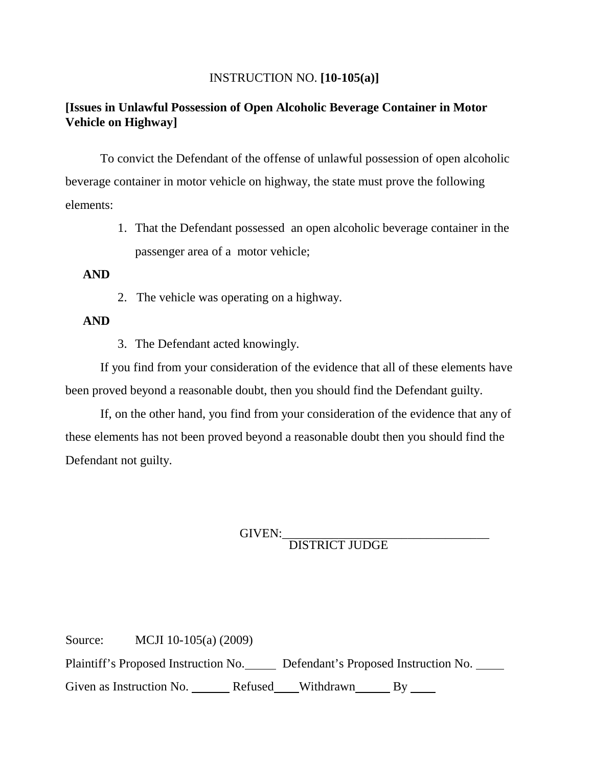INSTRUCTION NO. **[10-105(a)]**

**[Issues in Unlawful Possession of Open Alcoholic Beverage Container in Motor Vehicle on Highway]**

To convict the Defendant of the offense of unlawful possession of open alcoholic beverage container in motor vehicle on highway, the state must prove the following elements:

1. That the Defendant possessed an open alcoholic beverage container in the passenger area of a motor vehicle;

**AND**

2. The vehicle was operating on a highway.

**AND**

3. The Defendant acted knowingly.

If you find from your consideration of the evidence that all of these elements have been proved beyond a reasonable doubt, then you should find the Defendant guilty.

If, on the other hand, you find from your consideration of the evidence that any of these elements has not been proved beyond a reasonable doubt then you should find the Defendant not guilty.

GIVEN:\_\_\_\_\_\_\_\_\_\_\_\_\_\_\_\_\_\_\_\_\_\_\_\_\_\_\_\_\_\_\_\_\_\_\_
DISTRICT JUDGE

Source: MCJI 10-105(a) (2009)

Plaintiff's Proposed Instruction No.\_\_\_\_\_ Defendant's Proposed Instruction No. \_\_\_\_\_

Given as Instruction No. \_\_\_\_\_\_ Refused\_\_\_\_Withdrawn\_\_\_\_\_\_ By \_\_\_\_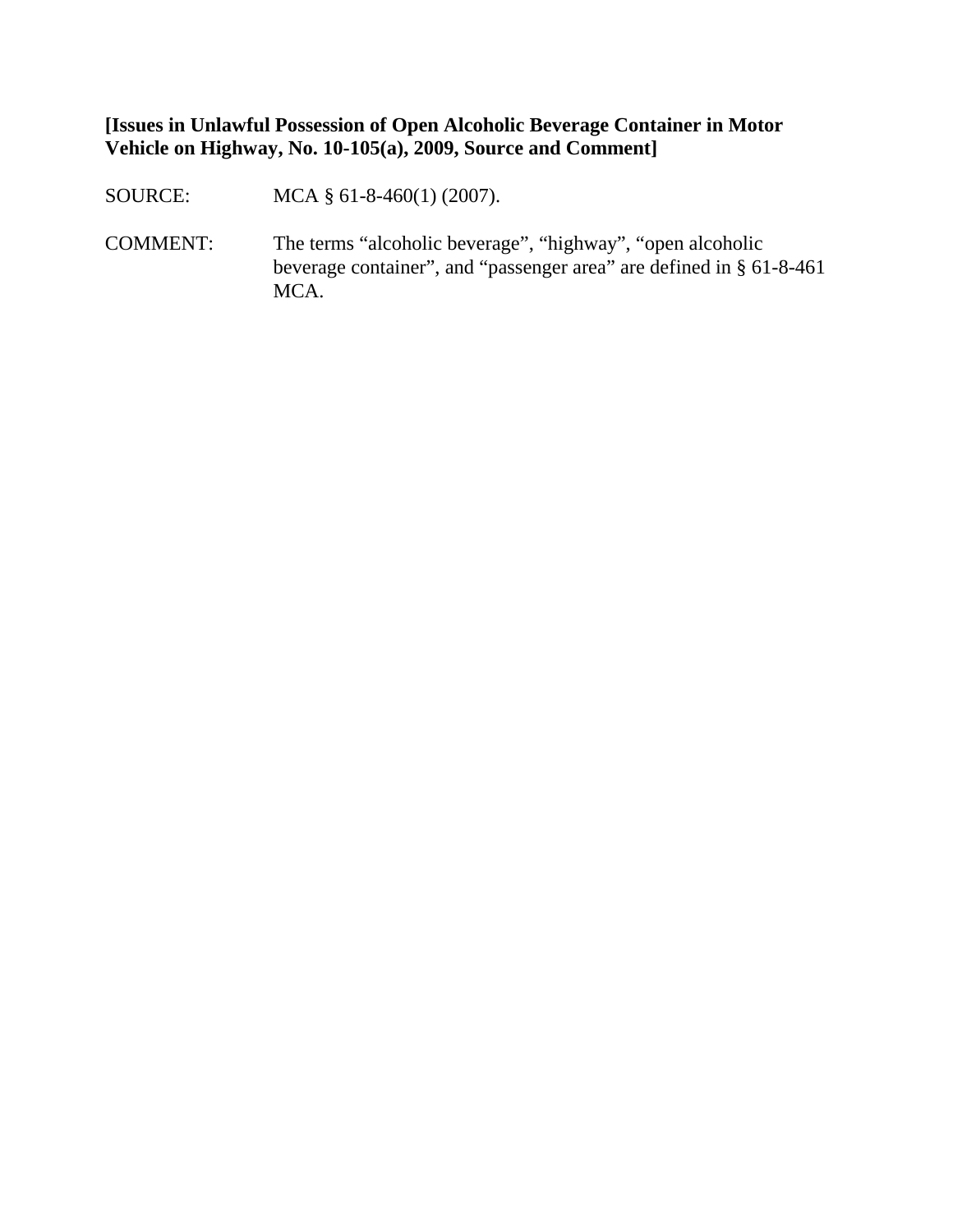**[Issues in Unlawful Possession of Open Alcoholic Beverage Container in Motor Vehicle on Highway, No. 10-105(a), 2009, Source and Comment]**

SOURCE: MCA § 61-8-460(1) (2007).

COMMENT: The terms "alcoholic beverage", "highway", "open alcoholic beverage container", and "passenger area" are defined in § 61-8-461 MCA.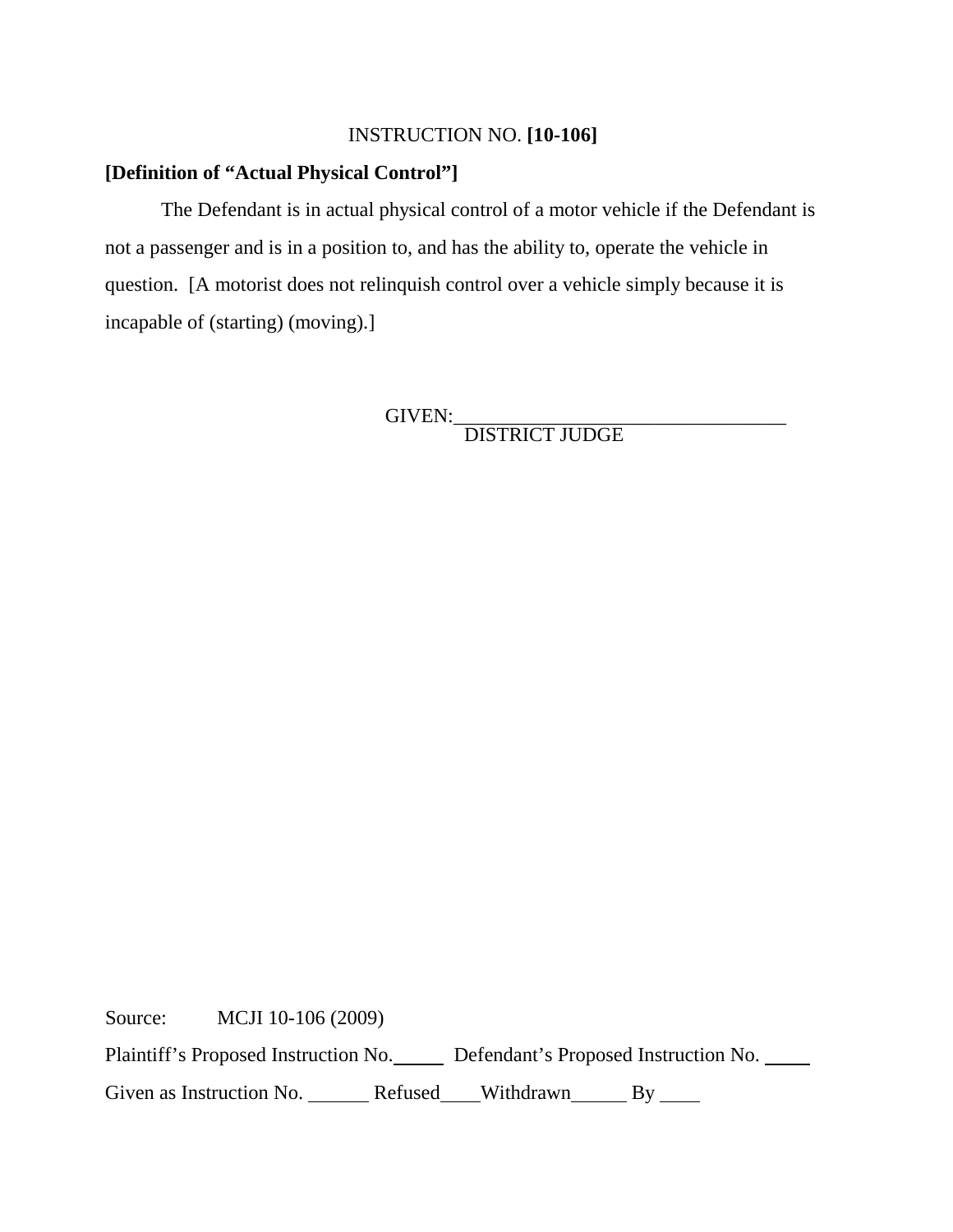INSTRUCTION NO. **[10-106]**

**[Definition of "Actual Physical Control"]**

The Defendant is in actual physical control of a motor vehicle if the Defendant is not a passenger and is in a position to, and has the ability to, operate the vehicle in question. [A motorist does not relinquish control over a vehicle simply because it is incapable of (starting) (moving).]

GIVEN:\_\_\_\_\_\_\_\_\_\_\_\_\_\_\_\_\_\_\_\_\_\_\_\_\_\_\_\_\_\_\_\_\_\_
DISTRICT JUDGE

Source: MCJI 10-106 (2009)

Plaintiff's Proposed Instruction No.\_\_\_\_\_ Defendant's Proposed Instruction No. \_\_\_\_\_

Given as Instruction No. \_\_\_\_\_\_ Refused\_\_\_\_Withdrawn\_\_\_\_\_\_ By \_\_\_\_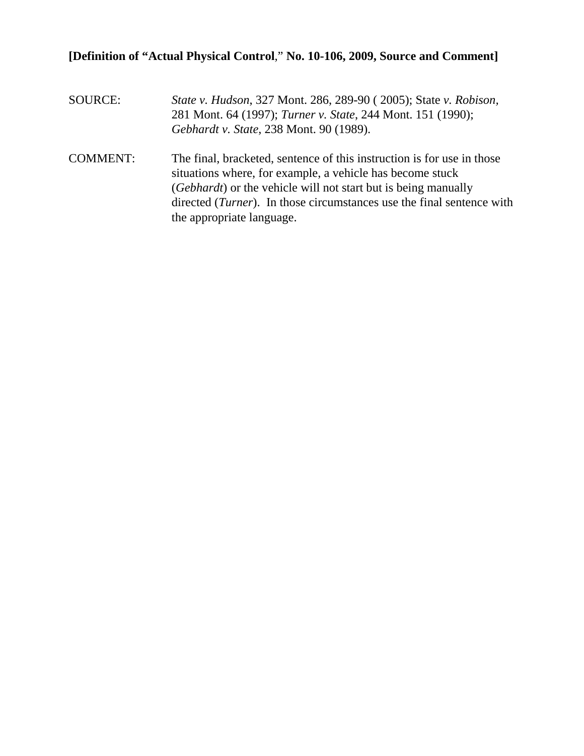**[Definition of "Actual Physical Control," No. 10-106, 2009, Source and Comment]**

SOURCE: *State v. Hudson*, 327 Mont. 286, 289-90 ( 2005); State *v. Robison,* 281 Mont. 64 (1997); *Turner v. State*, 244 Mont. 151 (1990); *Gebhardt v. State*, 238 Mont. 90 (1989).

COMMENT: The final, bracketed, sentence of this instruction is for use in those situations where, for example, a vehicle has become stuck (*Gebhardt*) or the vehicle will not start but is being manually directed (*Turner*). In those circumstances use the final sentence with the appropriate language.